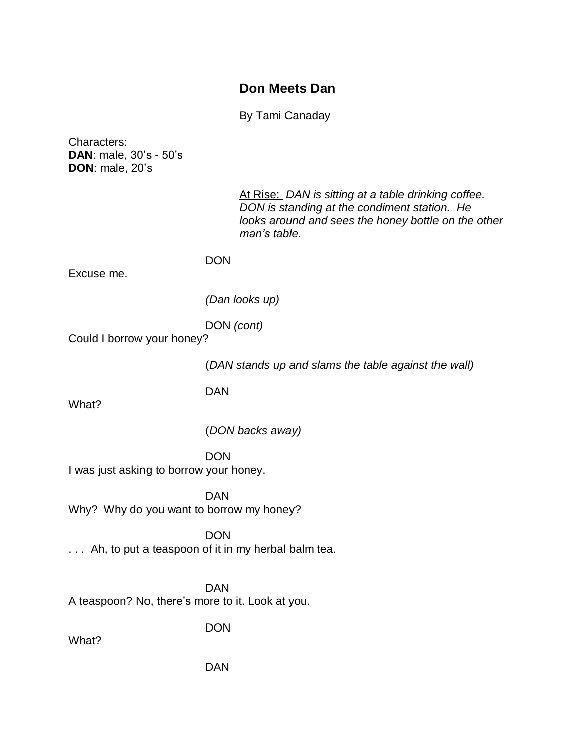# Don Meets Dan

By Tami Canaday

Characters:
**DAN**: male, 30's - 50's
**DON**: male, 20's

<u>At Rise:</u> *DAN is sitting at a table drinking coffee. DON is standing at the condiment station. He looks around and sees the honey bottle on the other man's table.*

DON

Excuse me.

*(Dan looks up)*

DON *(cont)*

Could I borrow your honey?

(*DAN stands up and slams the table against the wall)*

DAN

What?

(*DON backs away)*

DON

I was just asking to borrow your honey.

DAN

Why? Why do you want to borrow my honey?

DON

. . . Ah, to put a teaspoon of it in my herbal balm tea.

DAN

A teaspoon? No, there's more to it. Look at you.

DON

What?

DAN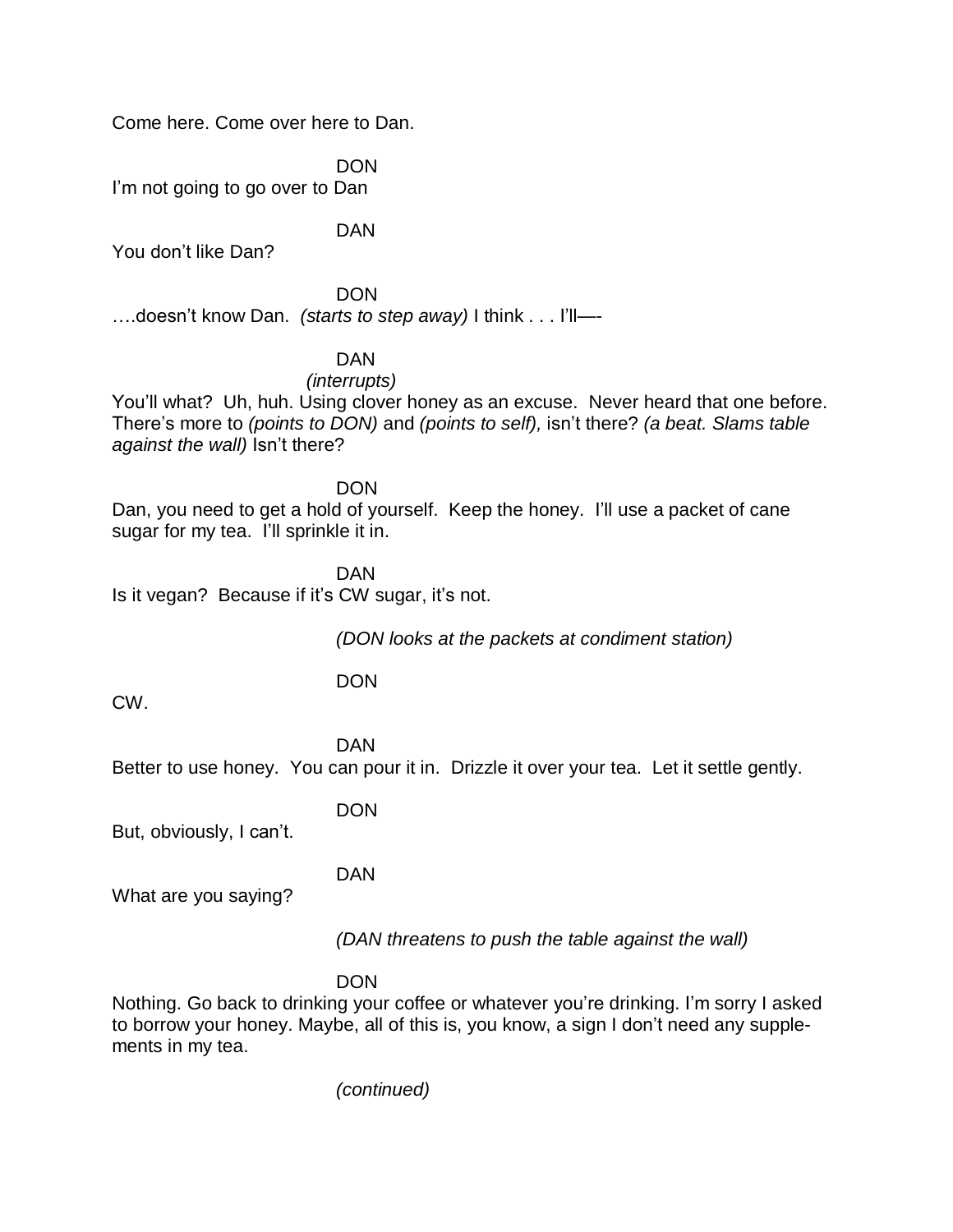Come here. Come over here to Dan.

DON

I'm not going to go over to Dan

DAN

You don't like Dan?

DON

….doesn't know Dan. *(starts to step away)* I think . . . I'll—-

DAN

*(interrupts)*

You'll what? Uh, huh. Using clover honey as an excuse. Never heard that one before. There's more to *(points to DON)* and *(points to self),* isn't there? *(a beat. Slams table against the wall)* Isn't there?

DON

Dan, you need to get a hold of yourself. Keep the honey. I'll use a packet of cane sugar for my tea. I'll sprinkle it in.

DAN

Is it vegan? Because if it's CW sugar, it's not.

*(DON looks at the packets at condiment station)*

DON

CW.

DAN

Better to use honey. You can pour it in. Drizzle it over your tea. Let it settle gently.

DON

But, obviously, I can't.

DAN

What are you saying?

*(DAN threatens to push the table against the wall)*

DON

Nothing. Go back to drinking your coffee or whatever you're drinking. I'm sorry I asked to borrow your honey. Maybe, all of this is, you know, a sign I don't need any supplements in my tea.

*(continued)*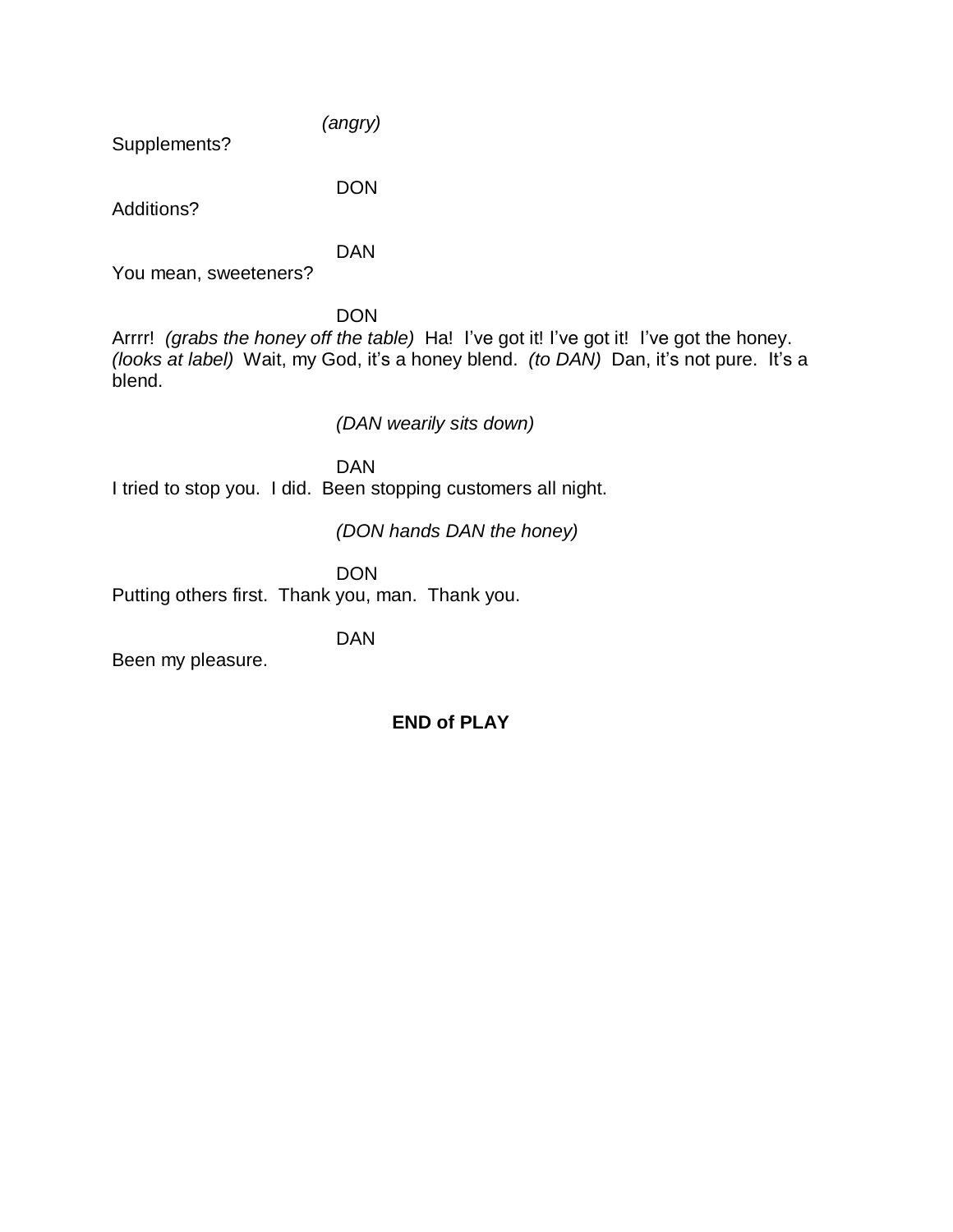*(angry)*

Supplements?

DON

Additions?

DAN

You mean, sweeteners?

DON

Arrrr! *(grabs the honey off the table)* Ha! I've got it! I've got it! I've got the honey. *(looks at label)* Wait, my God, it's a honey blend. *(to DAN)* Dan, it's not pure. It's a blend.

*(DAN wearily sits down)*

DAN

I tried to stop you. I did. Been stopping customers all night.

*(DON hands DAN the honey)*

DON

Putting others first. Thank you, man. Thank you.

DAN

Been my pleasure.

**END of PLAY**